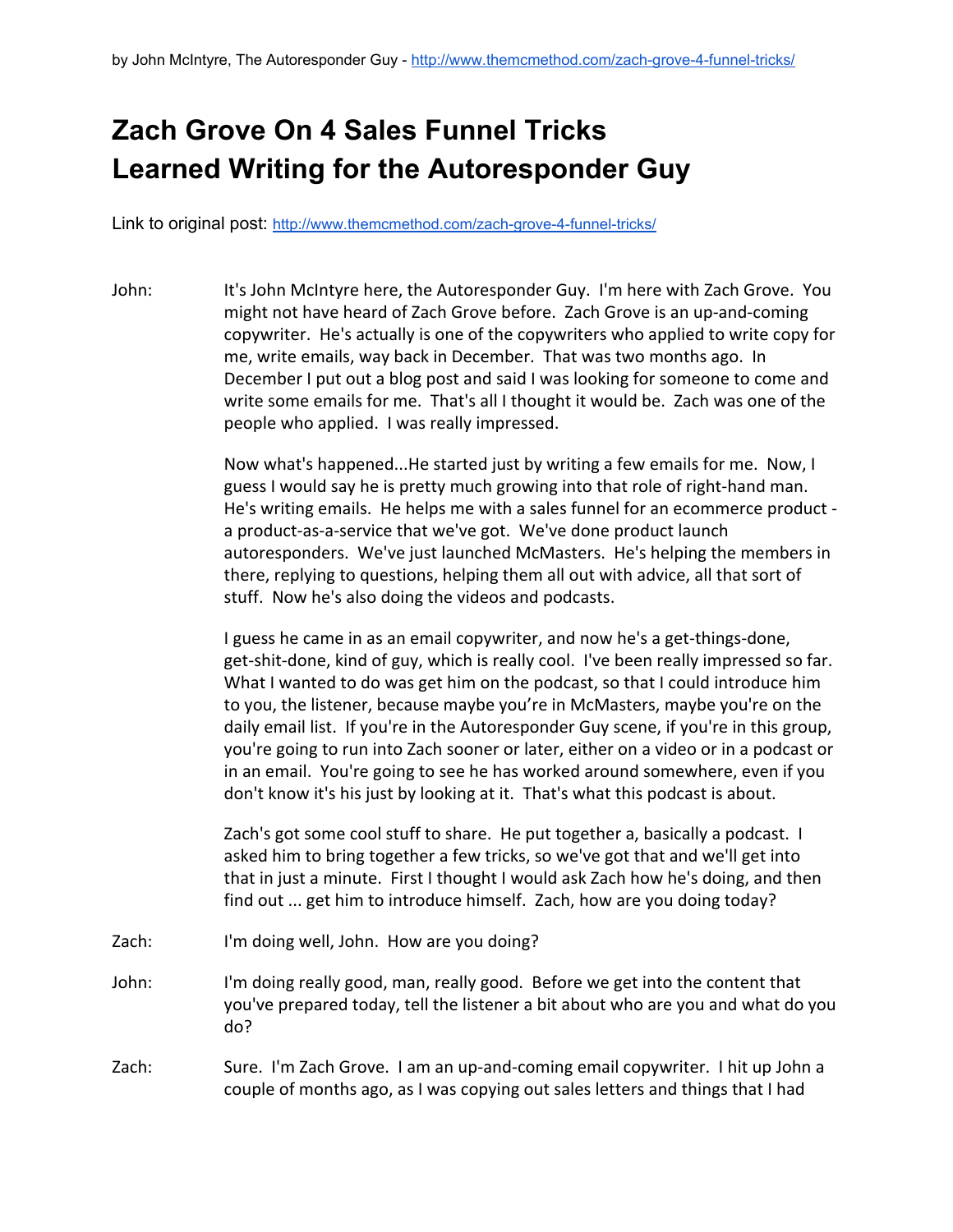by John McIntyre, The Autoresponder Guy - http://www.themcmethod.com/zach-grove-4-funnel-tricks/

# Zach Grove On 4 Sales Funnel Tricks Learned Writing for the Autoresponder Guy

Link to original post: http://www.themcmethod.com/zach-grove-4-funnel-tricks/

John: It's John McIntyre here, the Autoresponder Guy. I'm here with Zach Grove. You might not have heard of Zach Grove before. Zach Grove is an up-and-coming copywriter. He's actually is one of the copywriters who applied to write copy for me, write emails, way back in December. That was two months ago. In December I put out a blog post and said I was looking for someone to come and write some emails for me. That's all I thought it would be. Zach was one of the people who applied. I was really impressed.

Now what's happened...He started just by writing a few emails for me. Now, I guess I would say he is pretty much growing into that role of right-hand man. He's writing emails. He helps me with a sales funnel for an ecommerce product - a product-as-a-service that we've got. We've done product launch autoresponders. We've just launched McMasters. He's helping the members in there, replying to questions, helping them all out with advice, all that sort of stuff. Now he's also doing the videos and podcasts.

I guess he came in as an email copywriter, and now he's a get-things-done, get-shit-done, kind of guy, which is really cool. I've been really impressed so far. What I wanted to do was get him on the podcast, so that I could introduce him to you, the listener, because maybe you're in McMasters, maybe you're on the daily email list. If you're in the Autoresponder Guy scene, if you're in this group, you're going to run into Zach sooner or later, either on a video or in a podcast or in an email. You're going to see he has worked around somewhere, even if you don't know it's his just by looking at it. That's what this podcast is about.

Zach's got some cool stuff to share. He put together a, basically a podcast. I asked him to bring together a few tricks, so we've got that and we'll get into that in just a minute. First I thought I would ask Zach how he's doing, and then find out ... get him to introduce himself. Zach, how are you doing today?

Zach: I'm doing well, John. How are you doing?

John: I'm doing really good, man, really good. Before we get into the content that you've prepared today, tell the listener a bit about who are you and what do you do?

Zach: Sure. I'm Zach Grove. I am an up-and-coming email copywriter. I hit up John a couple of months ago, as I was copying out sales letters and things that I had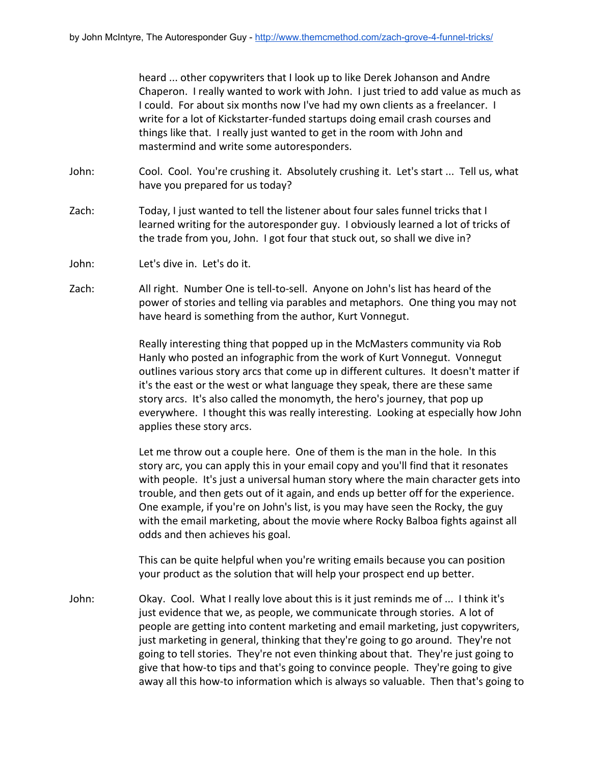heard ... other copywriters that I look up to like Derek Johanson and Andre Chaperon. I really wanted to work with John. I just tried to add value as much as I could. For about six months now I've had my own clients as a freelancer. I write for a lot of Kickstarter-funded startups doing email crash courses and things like that. I really just wanted to get in the room with John and mastermind and write some autoresponders.

John: Cool. Cool. You're crushing it. Absolutely crushing it. Let's start ... Tell us, what have you prepared for us today?

Zach: Today, I just wanted to tell the listener about four sales funnel tricks that I learned writing for the autoresponder guy. I obviously learned a lot of tricks of the trade from you, John. I got four that stuck out, so shall we dive in?

John: Let's dive in. Let's do it.

Zach: All right. Number One is tell-to-sell. Anyone on John's list has heard of the power of stories and telling via parables and metaphors. One thing you may not have heard is something from the author, Kurt Vonnegut.

Really interesting thing that popped up in the McMasters community via Rob Hanly who posted an infographic from the work of Kurt Vonnegut. Vonnegut outlines various story arcs that come up in different cultures. It doesn't matter if it's the east or the west or what language they speak, there are these same story arcs. It's also called the monomyth, the hero's journey, that pop up everywhere. I thought this was really interesting. Looking at especially how John applies these story arcs.

Let me throw out a couple here. One of them is the man in the hole. In this story arc, you can apply this in your email copy and you'll find that it resonates with people. It's just a universal human story where the main character gets into trouble, and then gets out of it again, and ends up better off for the experience. One example, if you're on John's list, is you may have seen the Rocky, the guy with the email marketing, about the movie where Rocky Balboa fights against all odds and then achieves his goal.

This can be quite helpful when you're writing emails because you can position your product as the solution that will help your prospect end up better.

John: Okay. Cool. What I really love about this is it just reminds me of ... I think it's just evidence that we, as people, we communicate through stories. A lot of people are getting into content marketing and email marketing, just copywriters, just marketing in general, thinking that they're going to go around. They're not going to tell stories. They're not even thinking about that. They're just going to give that how-to tips and that's going to convince people. They're going to give away all this how-to information which is always so valuable. Then that's going to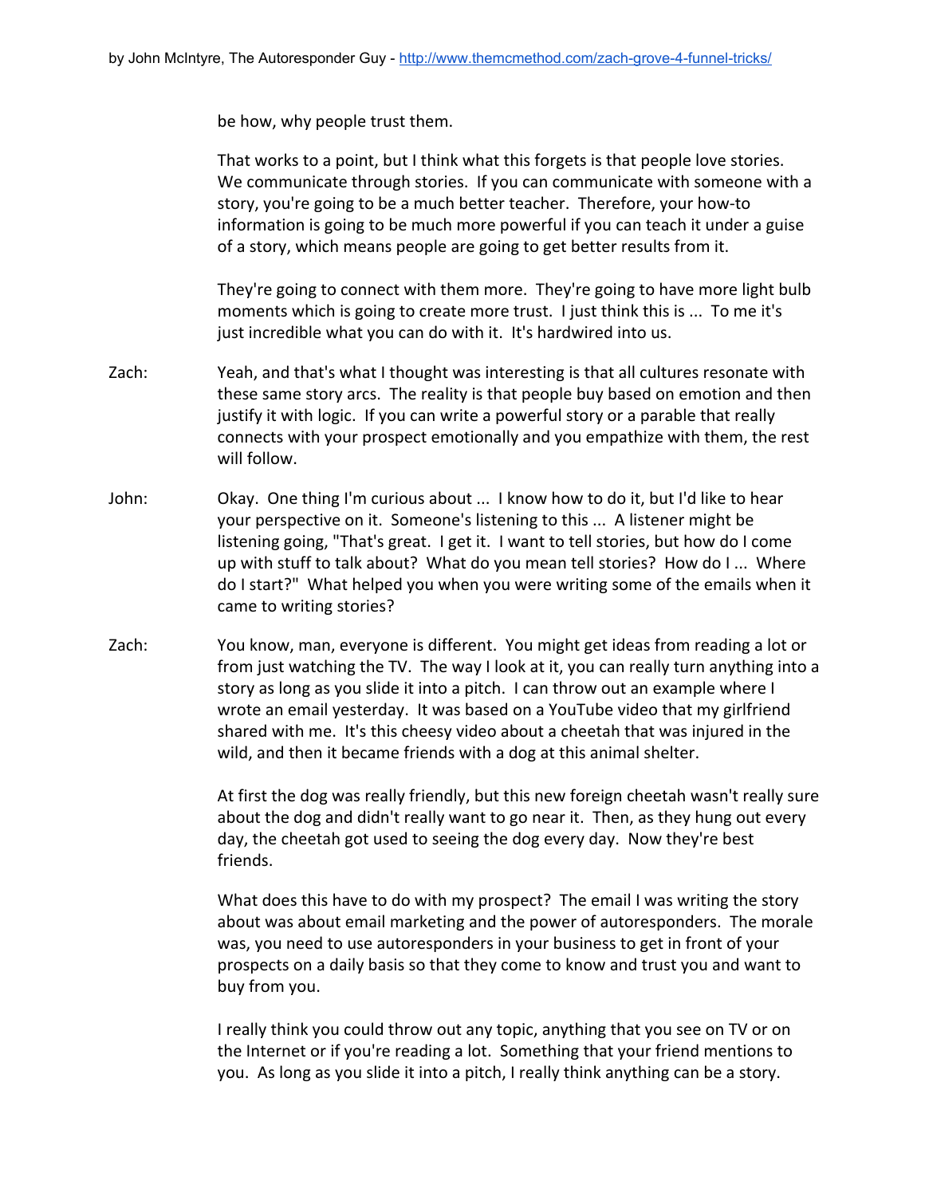be how, why people trust them.

That works to a point, but I think what this forgets is that people love stories. We communicate through stories. If you can communicate with someone with a story, you're going to be a much better teacher. Therefore, your how-to information is going to be much more powerful if you can teach it under a guise of a story, which means people are going to get better results from it.

They're going to connect with them more. They're going to have more light bulb moments which is going to create more trust. I just think this is ... To me it's just incredible what you can do with it. It's hardwired into us.

Zach: Yeah, and that's what I thought was interesting is that all cultures resonate with these same story arcs. The reality is that people buy based on emotion and then justify it with logic. If you can write a powerful story or a parable that really connects with your prospect emotionally and you empathize with them, the rest will follow.

John: Okay. One thing I'm curious about ... I know how to do it, but I'd like to hear your perspective on it. Someone's listening to this ... A listener might be listening going, "That's great. I get it. I want to tell stories, but how do I come up with stuff to talk about? What do you mean tell stories? How do I ... Where do I start?" What helped you when you were writing some of the emails when it came to writing stories?

Zach: You know, man, everyone is different. You might get ideas from reading a lot or from just watching the TV. The way I look at it, you can really turn anything into a story as long as you slide it into a pitch. I can throw out an example where I wrote an email yesterday. It was based on a YouTube video that my girlfriend shared with me. It's this cheesy video about a cheetah that was injured in the wild, and then it became friends with a dog at this animal shelter.

At first the dog was really friendly, but this new foreign cheetah wasn't really sure about the dog and didn't really want to go near it. Then, as they hung out every day, the cheetah got used to seeing the dog every day. Now they're best friends.

What does this have to do with my prospect? The email I was writing the story about was about email marketing and the power of autoresponders. The morale was, you need to use autoresponders in your business to get in front of your prospects on a daily basis so that they come to know and trust you and want to buy from you.

I really think you could throw out any topic, anything that you see on TV or on the Internet or if you're reading a lot. Something that your friend mentions to you. As long as you slide it into a pitch, I really think anything can be a story.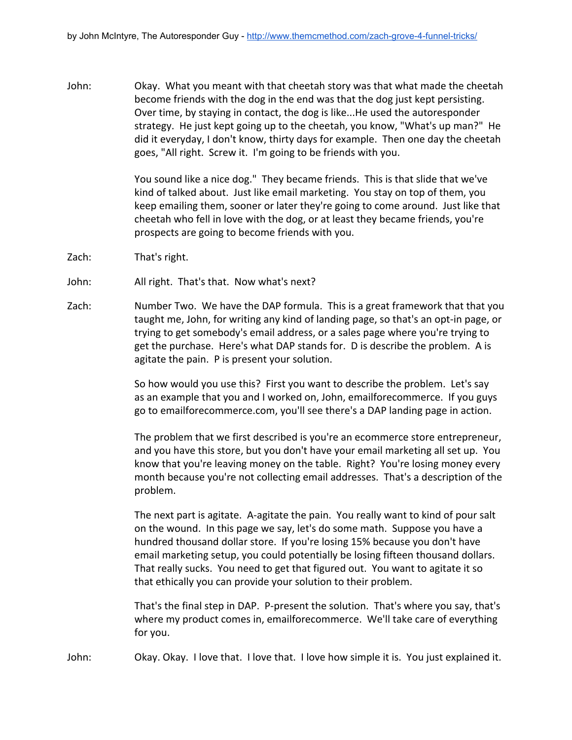John: Okay. What you meant with that cheetah story was that what made the cheetah become friends with the dog in the end was that the dog just kept persisting. Over time, by staying in contact, the dog is like...He used the autoresponder strategy. He just kept going up to the cheetah, you know, "What's up man?" He did it everyday, I don't know, thirty days for example. Then one day the cheetah goes, "All right. Screw it. I'm going to be friends with you.

You sound like a nice dog." They became friends. This is that slide that we've kind of talked about. Just like email marketing. You stay on top of them, you keep emailing them, sooner or later they're going to come around. Just like that cheetah who fell in love with the dog, or at least they became friends, you're prospects are going to become friends with you.

Zach: That's right.

John: All right. That's that. Now what's next?

Zach: Number Two. We have the DAP formula. This is a great framework that that you taught me, John, for writing any kind of landing page, so that's an opt-in page, or trying to get somebody's email address, or a sales page where you're trying to get the purchase. Here's what DAP stands for. D is describe the problem. A is agitate the pain. P is present your solution.

So how would you use this? First you want to describe the problem. Let's say as an example that you and I worked on, John, emailforecommerce. If you guys go to emailforecommerce.com, you'll see there's a DAP landing page in action.

The problem that we first described is you're an ecommerce store entrepreneur, and you have this store, but you don't have your email marketing all set up. You know that you're leaving money on the table. Right? You're losing money every month because you're not collecting email addresses. That's a description of the problem.

The next part is agitate. A-agitate the pain. You really want to kind of pour salt on the wound. In this page we say, let's do some math. Suppose you have a hundred thousand dollar store. If you're losing 15% because you don't have email marketing setup, you could potentially be losing fifteen thousand dollars. That really sucks. You need to get that figured out. You want to agitate it so that ethically you can provide your solution to their problem.

That's the final step in DAP. P-present the solution. That's where you say, that's where my product comes in, emailforecommerce. We'll take care of everything for you.

John: Okay. Okay. I love that. I love that. I love how simple it is. You just explained it.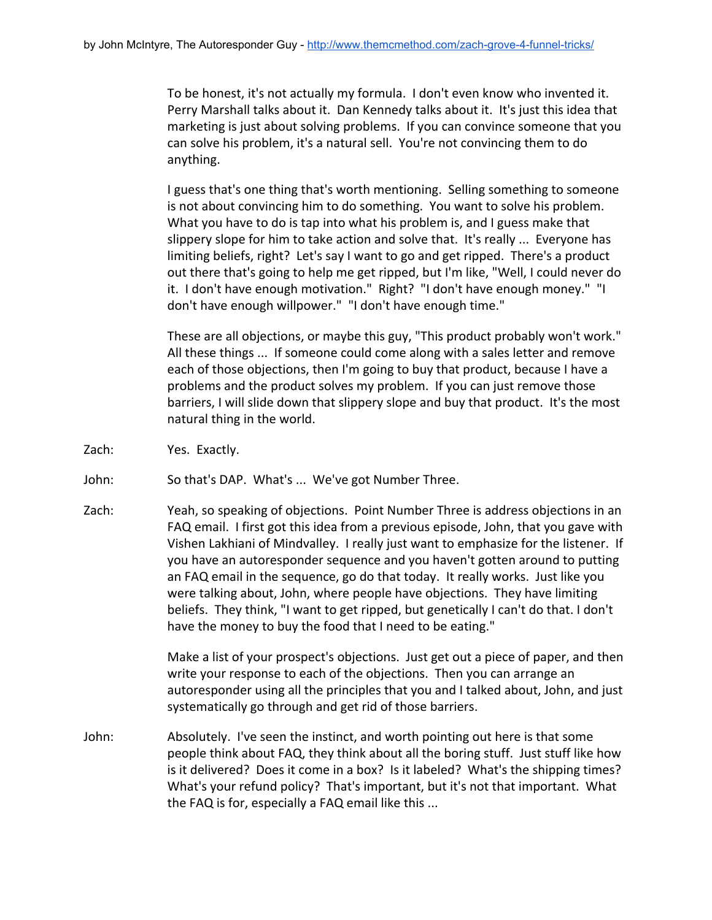To be honest, it's not actually my formula. I don't even know who invented it. Perry Marshall talks about it. Dan Kennedy talks about it. It's just this idea that marketing is just about solving problems. If you can convince someone that you can solve his problem, it's a natural sell. You're not convincing them to do anything.

I guess that's one thing that's worth mentioning. Selling something to someone is not about convincing him to do something. You want to solve his problem. What you have to do is tap into what his problem is, and I guess make that slippery slope for him to take action and solve that. It's really ... Everyone has limiting beliefs, right? Let's say I want to go and get ripped. There's a product out there that's going to help me get ripped, but I'm like, "Well, I could never do it. I don't have enough motivation." Right? "I don't have enough money." "I don't have enough willpower." "I don't have enough time."

These are all objections, or maybe this guy, "This product probably won't work." All these things ... If someone could come along with a sales letter and remove each of those objections, then I'm going to buy that product, because I have a problems and the product solves my problem. If you can just remove those barriers, I will slide down that slippery slope and buy that product. It's the most natural thing in the world.

Zach: Yes. Exactly.

John: So that's DAP. What's ... We've got Number Three.

Zach: Yeah, so speaking of objections. Point Number Three is address objections in an FAQ email. I first got this idea from a previous episode, John, that you gave with Vishen Lakhiani of Mindvalley. I really just want to emphasize for the listener. If you have an autoresponder sequence and you haven't gotten around to putting an FAQ email in the sequence, go do that today. It really works. Just like you were talking about, John, where people have objections. They have limiting beliefs. They think, "I want to get ripped, but genetically I can't do that. I don't have the money to buy the food that I need to be eating."

Make a list of your prospect's objections. Just get out a piece of paper, and then write your response to each of the objections. Then you can arrange an autoresponder using all the principles that you and I talked about, John, and just systematically go through and get rid of those barriers.

John: Absolutely. I've seen the instinct, and worth pointing out here is that some people think about FAQ, they think about all the boring stuff. Just stuff like how is it delivered? Does it come in a box? Is it labeled? What's the shipping times? What's your refund policy? That's important, but it's not that important. What the FAQ is for, especially a FAQ email like this ...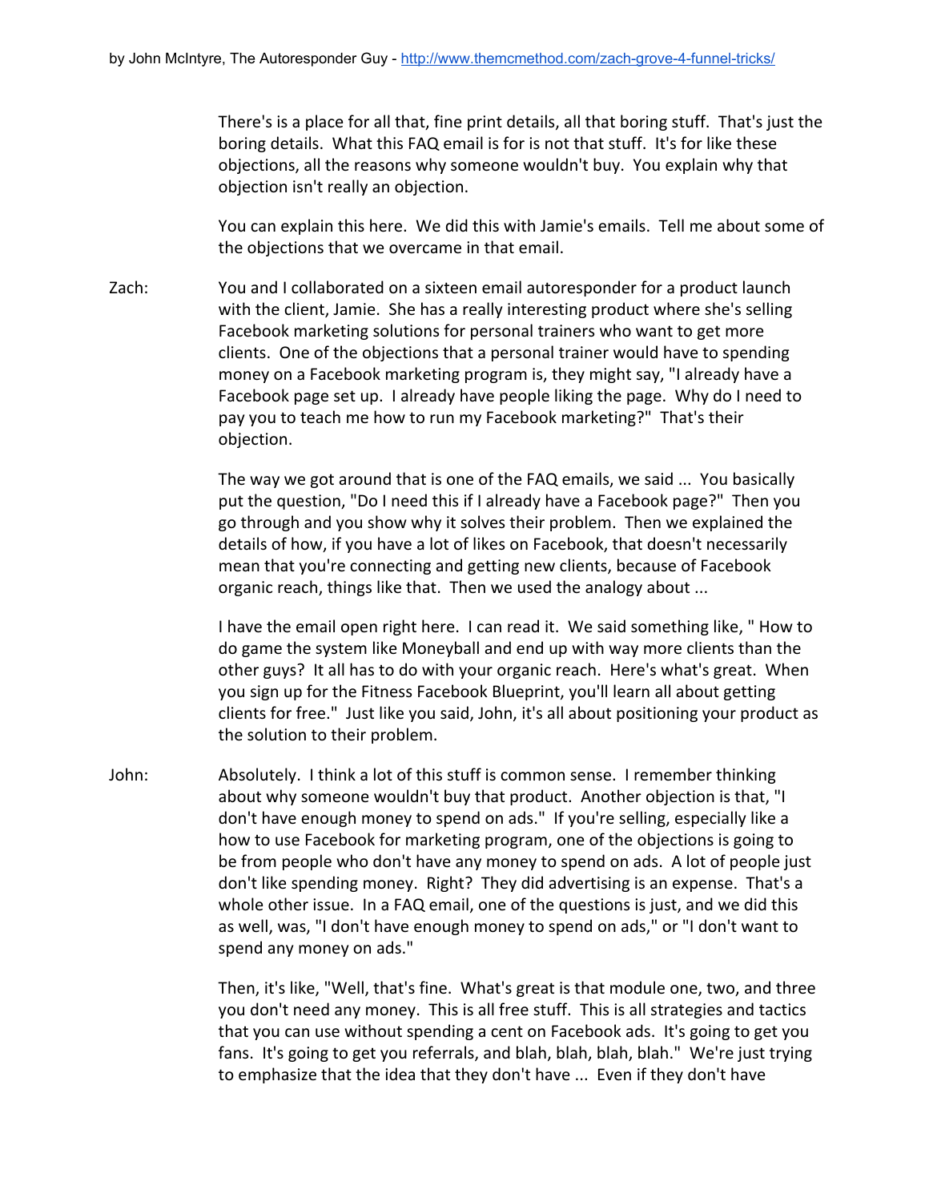There's is a place for all that, fine print details, all that boring stuff. That's just the boring details. What this FAQ email is for is not that stuff. It's for like these objections, all the reasons why someone wouldn't buy. You explain why that objection isn't really an objection.

You can explain this here. We did this with Jamie's emails. Tell me about some of the objections that we overcame in that email.

Zach: You and I collaborated on a sixteen email autoresponder for a product launch with the client, Jamie. She has a really interesting product where she's selling Facebook marketing solutions for personal trainers who want to get more clients. One of the objections that a personal trainer would have to spending money on a Facebook marketing program is, they might say, "I already have a Facebook page set up. I already have people liking the page. Why do I need to pay you to teach me how to run my Facebook marketing?" That's their objection.

The way we got around that is one of the FAQ emails, we said ... You basically put the question, "Do I need this if I already have a Facebook page?" Then you go through and you show why it solves their problem. Then we explained the details of how, if you have a lot of likes on Facebook, that doesn't necessarily mean that you're connecting and getting new clients, because of Facebook organic reach, things like that. Then we used the analogy about ...

I have the email open right here. I can read it. We said something like, " How to do game the system like Moneyball and end up with way more clients than the other guys? It all has to do with your organic reach. Here's what's great. When you sign up for the Fitness Facebook Blueprint, you'll learn all about getting clients for free." Just like you said, John, it's all about positioning your product as the solution to their problem.

John: Absolutely. I think a lot of this stuff is common sense. I remember thinking about why someone wouldn't buy that product. Another objection is that, "I don't have enough money to spend on ads." If you're selling, especially like a how to use Facebook for marketing program, one of the objections is going to be from people who don't have any money to spend on ads. A lot of people just don't like spending money. Right? They did advertising is an expense. That's a whole other issue. In a FAQ email, one of the questions is just, and we did this as well, was, "I don't have enough money to spend on ads," or "I don't want to spend any money on ads."

Then, it's like, "Well, that's fine. What's great is that module one, two, and three you don't need any money. This is all free stuff. This is all strategies and tactics that you can use without spending a cent on Facebook ads. It's going to get you fans. It's going to get you referrals, and blah, blah, blah, blah." We're just trying to emphasize that the idea that they don't have ... Even if they don't have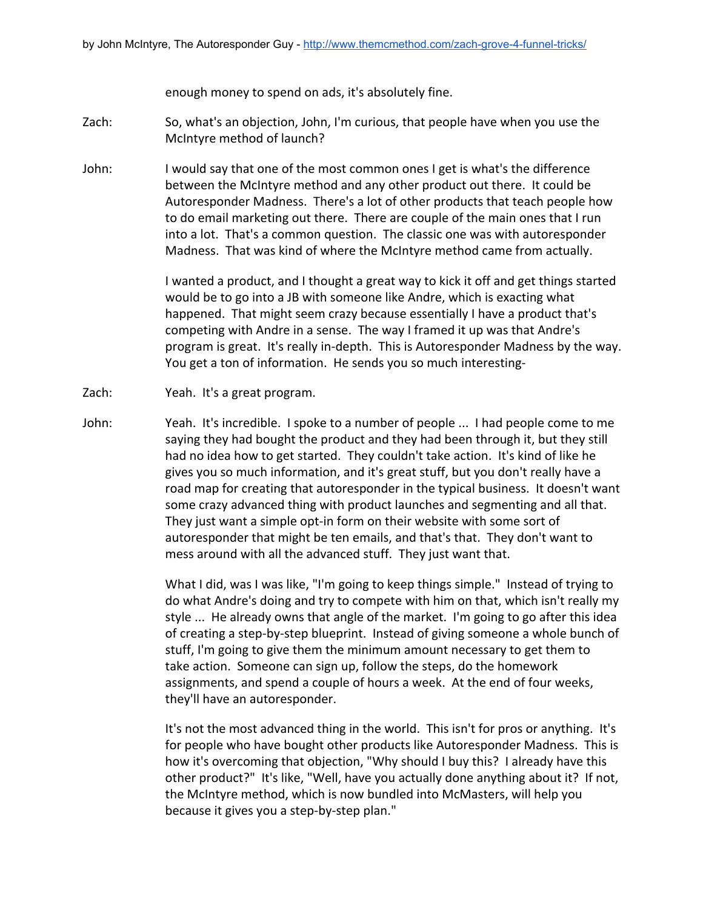enough money to spend on ads, it's absolutely fine.

Zach: So, what's an objection, John, I'm curious, that people have when you use the McIntyre method of launch?

John: I would say that one of the most common ones I get is what's the difference between the McIntyre method and any other product out there. It could be Autoresponder Madness. There's a lot of other products that teach people how to do email marketing out there. There are couple of the main ones that I run into a lot. That's a common question. The classic one was with autoresponder Madness. That was kind of where the McIntyre method came from actually.

I wanted a product, and I thought a great way to kick it off and get things started would be to go into a JB with someone like Andre, which is exacting what happened. That might seem crazy because essentially I have a product that's competing with Andre in a sense. The way I framed it up was that Andre's program is great. It's really in-depth. This is Autoresponder Madness by the way. You get a ton of information. He sends you so much interesting-

Zach: Yeah. It's a great program.

John: Yeah. It's incredible. I spoke to a number of people ... I had people come to me saying they had bought the product and they had been through it, but they still had no idea how to get started. They couldn't take action. It's kind of like he gives you so much information, and it's great stuff, but you don't really have a road map for creating that autoresponder in the typical business. It doesn't want some crazy advanced thing with product launches and segmenting and all that. They just want a simple opt-in form on their website with some sort of autoresponder that might be ten emails, and that's that. They don't want to mess around with all the advanced stuff. They just want that.

What I did, was I was like, "I'm going to keep things simple." Instead of trying to do what Andre's doing and try to compete with him on that, which isn't really my style ... He already owns that angle of the market. I'm going to go after this idea of creating a step-by-step blueprint. Instead of giving someone a whole bunch of stuff, I'm going to give them the minimum amount necessary to get them to take action. Someone can sign up, follow the steps, do the homework assignments, and spend a couple of hours a week. At the end of four weeks, they'll have an autoresponder.

It's not the most advanced thing in the world. This isn't for pros or anything. It's for people who have bought other products like Autoresponder Madness. This is how it's overcoming that objection, "Why should I buy this? I already have this other product?" It's like, "Well, have you actually done anything about it? If not, the McIntyre method, which is now bundled into McMasters, will help you because it gives you a step-by-step plan."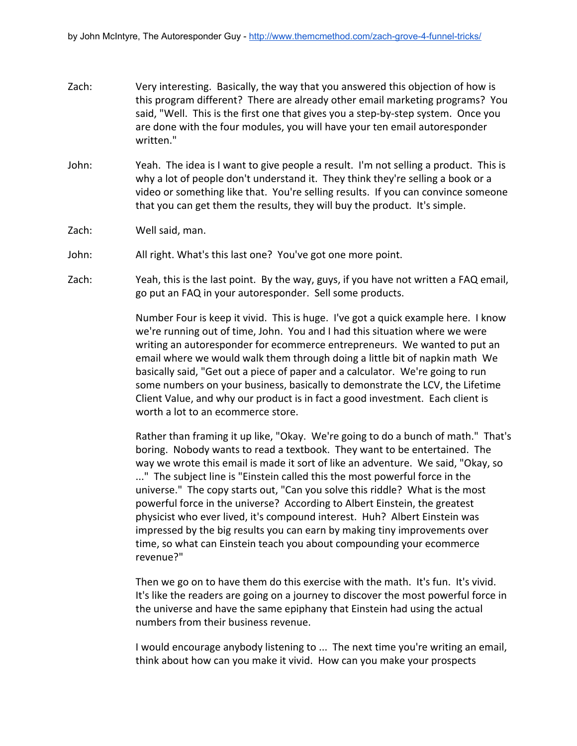Zach: Very interesting. Basically, the way that you answered this objection of how is this program different? There are already other email marketing programs? You said, "Well. This is the first one that gives you a step-by-step system. Once you are done with the four modules, you will have your ten email autoresponder written."

John: Yeah. The idea is I want to give people a result. I'm not selling a product. This is why a lot of people don't understand it. They think they're selling a book or a video or something like that. You're selling results. If you can convince someone that you can get them the results, they will buy the product. It's simple.

Zach: Well said, man.

John: All right. What's this last one? You've got one more point.

Zach: Yeah, this is the last point. By the way, guys, if you have not written a FAQ email, go put an FAQ in your autoresponder. Sell some products.

Number Four is keep it vivid. This is huge. I've got a quick example here. I know we're running out of time, John. You and I had this situation where we were writing an autoresponder for ecommerce entrepreneurs. We wanted to put an email where we would walk them through doing a little bit of napkin math We basically said, "Get out a piece of paper and a calculator. We're going to run some numbers on your business, basically to demonstrate the LCV, the Lifetime Client Value, and why our product is in fact a good investment. Each client is worth a lot to an ecommerce store.

Rather than framing it up like, "Okay. We're going to do a bunch of math." That's boring. Nobody wants to read a textbook. They want to be entertained. The way we wrote this email is made it sort of like an adventure. We said, "Okay, so ..." The subject line is "Einstein called this the most powerful force in the universe." The copy starts out, "Can you solve this riddle? What is the most powerful force in the universe? According to Albert Einstein, the greatest physicist who ever lived, it's compound interest. Huh? Albert Einstein was impressed by the big results you can earn by making tiny improvements over time, so what can Einstein teach you about compounding your ecommerce revenue?"

Then we go on to have them do this exercise with the math. It's fun. It's vivid. It's like the readers are going on a journey to discover the most powerful force in the universe and have the same epiphany that Einstein had using the actual numbers from their business revenue.

I would encourage anybody listening to ... The next time you're writing an email, think about how can you make it vivid. How can you make your prospects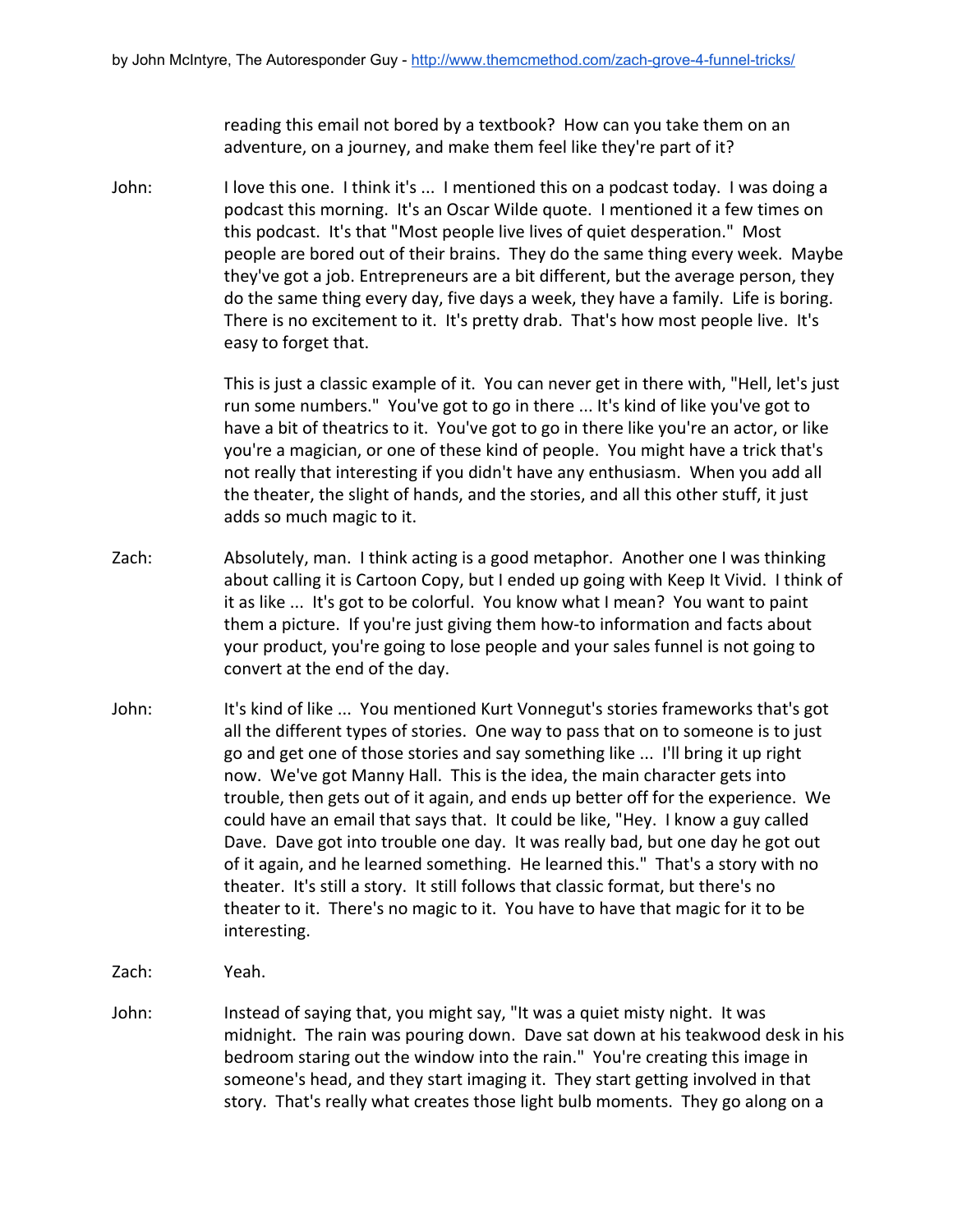reading this email not bored by a textbook? How can you take them on an adventure, on a journey, and make them feel like they're part of it?

John: I love this one. I think it's ... I mentioned this on a podcast today. I was doing a podcast this morning. It's an Oscar Wilde quote. I mentioned it a few times on this podcast. It's that "Most people live lives of quiet desperation." Most people are bored out of their brains. They do the same thing every week. Maybe they've got a job. Entrepreneurs are a bit different, but the average person, they do the same thing every day, five days a week, they have a family. Life is boring. There is no excitement to it. It's pretty drab. That's how most people live. It's easy to forget that.

This is just a classic example of it. You can never get in there with, "Hell, let's just run some numbers." You've got to go in there ... It's kind of like you've got to have a bit of theatrics to it. You've got to go in there like you're an actor, or like you're a magician, or one of these kind of people. You might have a trick that's not really that interesting if you didn't have any enthusiasm. When you add all the theater, the slight of hands, and the stories, and all this other stuff, it just adds so much magic to it.

Zach: Absolutely, man. I think acting is a good metaphor. Another one I was thinking about calling it is Cartoon Copy, but I ended up going with Keep It Vivid. I think of it as like ... It's got to be colorful. You know what I mean? You want to paint them a picture. If you're just giving them how-to information and facts about your product, you're going to lose people and your sales funnel is not going to convert at the end of the day.

John: It's kind of like ... You mentioned Kurt Vonnegut's stories frameworks that's got all the different types of stories. One way to pass that on to someone is to just go and get one of those stories and say something like ... I'll bring it up right now. We've got Manny Hall. This is the idea, the main character gets into trouble, then gets out of it again, and ends up better off for the experience. We could have an email that says that. It could be like, "Hey. I know a guy called Dave. Dave got into trouble one day. It was really bad, but one day he got out of it again, and he learned something. He learned this." That's a story with no theater. It's still a story. It still follows that classic format, but there's no theater to it. There's no magic to it. You have to have that magic for it to be interesting.

Zach: Yeah.

John: Instead of saying that, you might say, "It was a quiet misty night. It was midnight. The rain was pouring down. Dave sat down at his teakwood desk in his bedroom staring out the window into the rain." You're creating this image in someone's head, and they start imaging it. They start getting involved in that story. That's really what creates those light bulb moments. They go along on a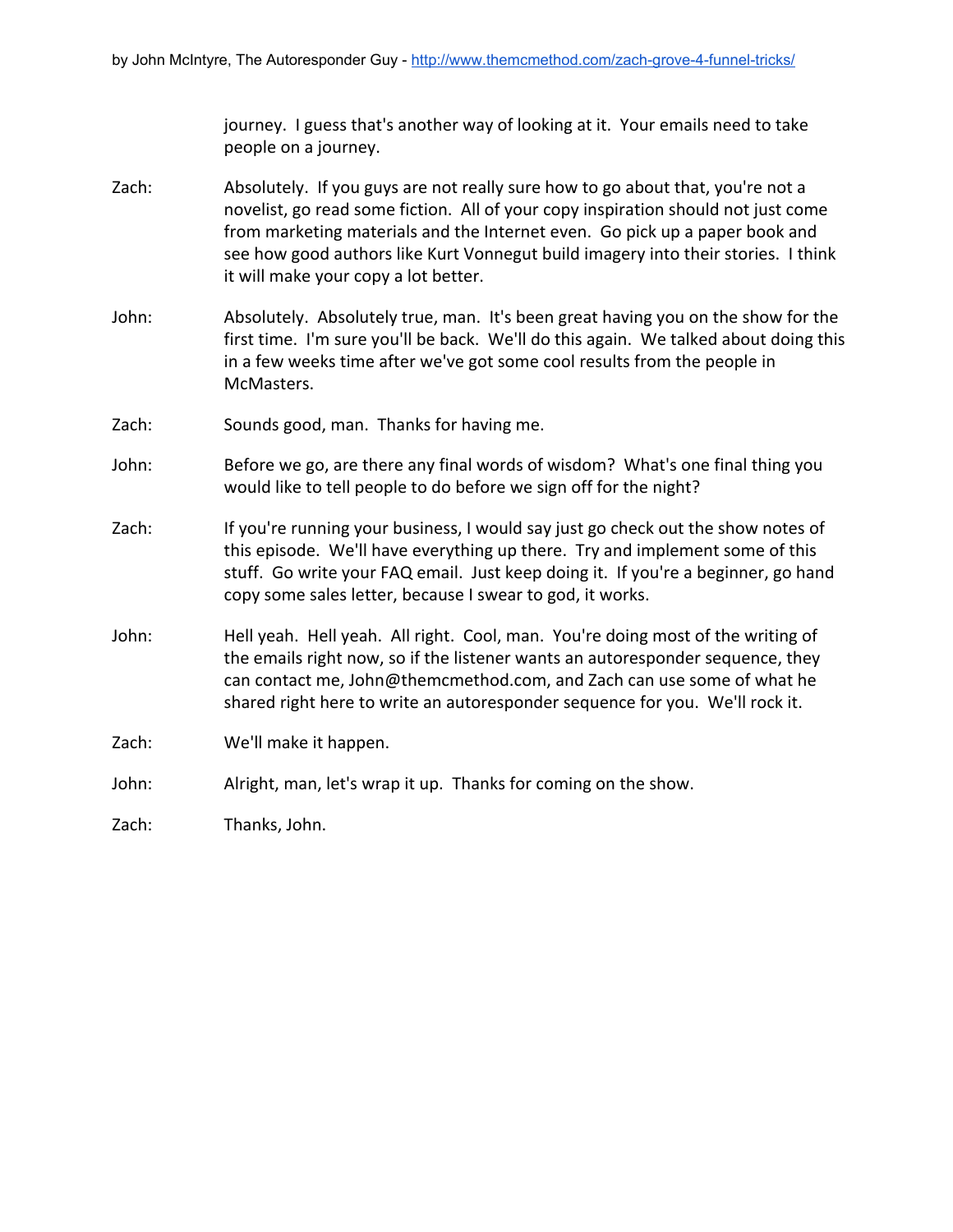journey. I guess that's another way of looking at it. Your emails need to take people on a journey.

Zach: Absolutely. If you guys are not really sure how to go about that, you're not a novelist, go read some fiction. All of your copy inspiration should not just come from marketing materials and the Internet even. Go pick up a paper book and see how good authors like Kurt Vonnegut build imagery into their stories. I think it will make your copy a lot better.

John: Absolutely. Absolutely true, man. It's been great having you on the show for the first time. I'm sure you'll be back. We'll do this again. We talked about doing this in a few weeks time after we've got some cool results from the people in McMasters.

Zach: Sounds good, man. Thanks for having me.

John: Before we go, are there any final words of wisdom? What's one final thing you would like to tell people to do before we sign off for the night?

Zach: If you're running your business, I would say just go check out the show notes of this episode. We'll have everything up there. Try and implement some of this stuff. Go write your FAQ email. Just keep doing it. If you're a beginner, go hand copy some sales letter, because I swear to god, it works.

John: Hell yeah. Hell yeah. All right. Cool, man. You're doing most of the writing of the emails right now, so if the listener wants an autoresponder sequence, they can contact me, John@themcmethod.com, and Zach can use some of what he shared right here to write an autoresponder sequence for you. We'll rock it.

Zach: We'll make it happen.

John: Alright, man, let's wrap it up. Thanks for coming on the show.

Zach: Thanks, John.